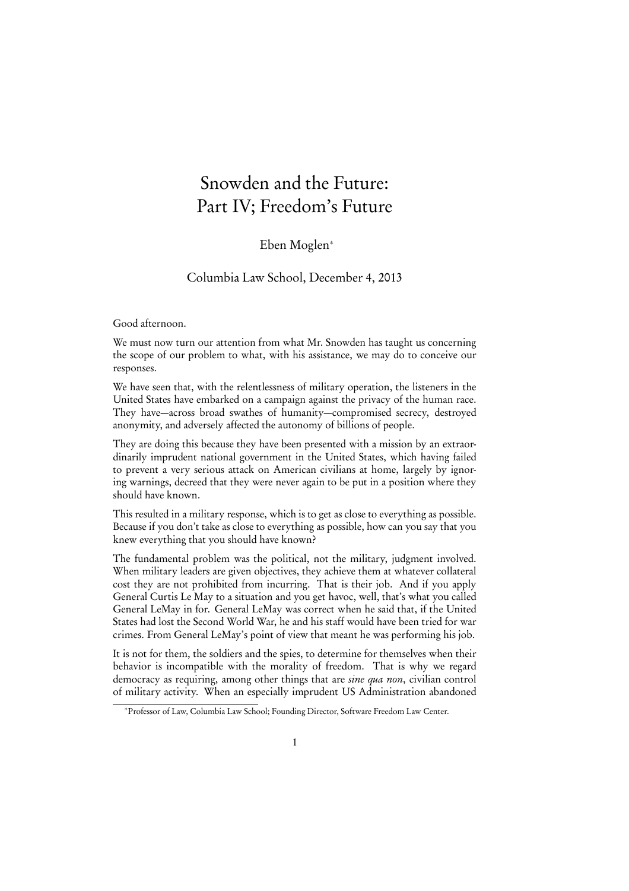# Snowden and the Future: Part IV; Freedom's Future

Eben Moglen*

Columbia Law School, December 4, 2013

Good afternoon.

We must now turn our attention from what Mr. Snowden has taught us concerning the scope of our problem to what, with his assistance, we may do to conceive our responses.

We have seen that, with the relentlessness of military operation, the listeners in the United States have embarked on a campaign against the privacy of the human race. They have—across broad swathes of humanity—compromised secrecy, destroyed anonymity, and adversely affected the autonomy of billions of people.

They are doing this because they have been presented with a mission by an extraordinarily imprudent national government in the United States, which having failed to prevent a very serious attack on American civilians at home, largely by ignoring warnings, decreed that they were never again to be put in a position where they should have known.

This resulted in a military response, which is to get as close to everything as possible. Because if you don't take as close to everything as possible, how can you say that you knew everything that you should have known?

The fundamental problem was the political, not the military, judgment involved. When military leaders are given objectives, they achieve them at whatever collateral cost they are not prohibited from incurring. That is their job. And if you apply General Curtis Le May to a situation and you get havoc, well, that's what you called General LeMay in for. General LeMay was correct when he said that, if the United States had lost the Second World War, he and his staff would have been tried for war crimes. From General LeMay's point of view that meant he was performing his job.

It is not for them, the soldiers and the spies, to determine for themselves when their behavior is incompatible with the morality of freedom. That is why we regard democracy as requiring, among other things that are *sine qua non*, civilian control of military activity. When an especially imprudent US Administration abandoned

*Professor of Law, Columbia Law School; Founding Director, Software Freedom Law Center.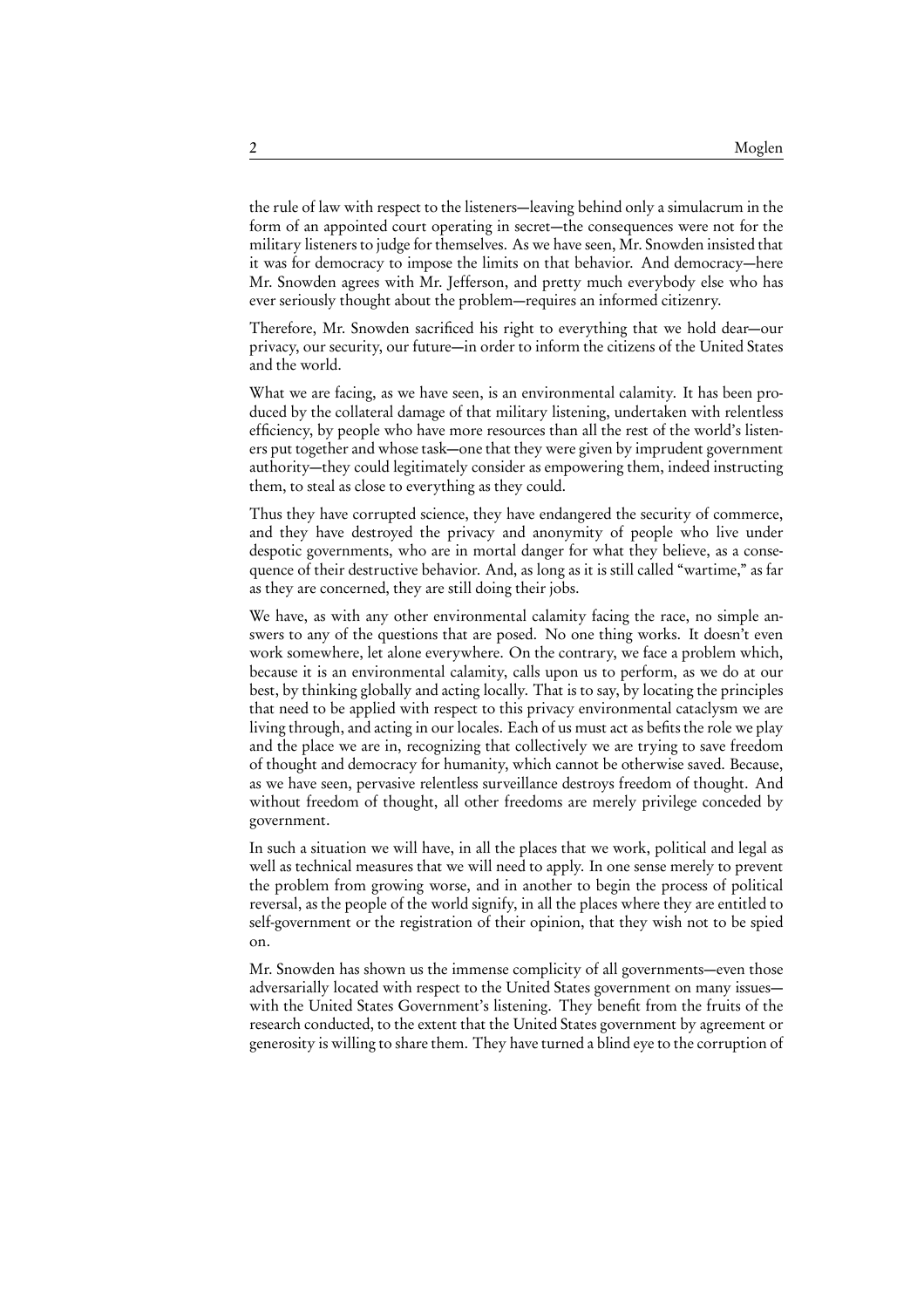the rule of law with respect to the listeners—leaving behind only a simulacrum in the form of an appointed court operating in secret—the consequences were not for the military listeners to judge for themselves. As we have seen, Mr. Snowden insisted that it was for democracy to impose the limits on that behavior. And democracy—here Mr. Snowden agrees with Mr. Jefferson, and pretty much everybody else who has ever seriously thought about the problem—requires an informed citizenry.

Therefore, Mr. Snowden sacrificed his right to everything that we hold dear—our privacy, our security, our future—in order to inform the citizens of the United States and the world.

What we are facing, as we have seen, is an environmental calamity. It has been produced by the collateral damage of that military listening, undertaken with relentless efficiency, by people who have more resources than all the rest of the world's listeners put together and whose task—one that they were given by imprudent government authority—they could legitimately consider as empowering them, indeed instructing them, to steal as close to everything as they could.

Thus they have corrupted science, they have endangered the security of commerce, and they have destroyed the privacy and anonymity of people who live under despotic governments, who are in mortal danger for what they believe, as a consequence of their destructive behavior. And, as long as it is still called "wartime," as far as they are concerned, they are still doing their jobs.

We have, as with any other environmental calamity facing the race, no simple answers to any of the questions that are posed. No one thing works. It doesn't even work somewhere, let alone everywhere. On the contrary, we face a problem which, because it is an environmental calamity, calls upon us to perform, as we do at our best, by thinking globally and acting locally. That is to say, by locating the principles that need to be applied with respect to this privacy environmental cataclysm we are living through, and acting in our locales. Each of us must act as befits the role we play and the place we are in, recognizing that collectively we are trying to save freedom of thought and democracy for humanity, which cannot be otherwise saved. Because, as we have seen, pervasive relentless surveillance destroys freedom of thought. And without freedom of thought, all other freedoms are merely privilege conceded by government.

In such a situation we will have, in all the places that we work, political and legal as well as technical measures that we will need to apply. In one sense merely to prevent the problem from growing worse, and in another to begin the process of political reversal, as the people of the world signify, in all the places where they are entitled to self-government or the registration of their opinion, that they wish not to be spied on.

Mr. Snowden has shown us the immense complicity of all governments—even those adversarially located with respect to the United States government on many issues—with the United States Government's listening. They benefit from the fruits of the research conducted, to the extent that the United States government by agreement or generosity is willing to share them. They have turned a blind eye to the corruption of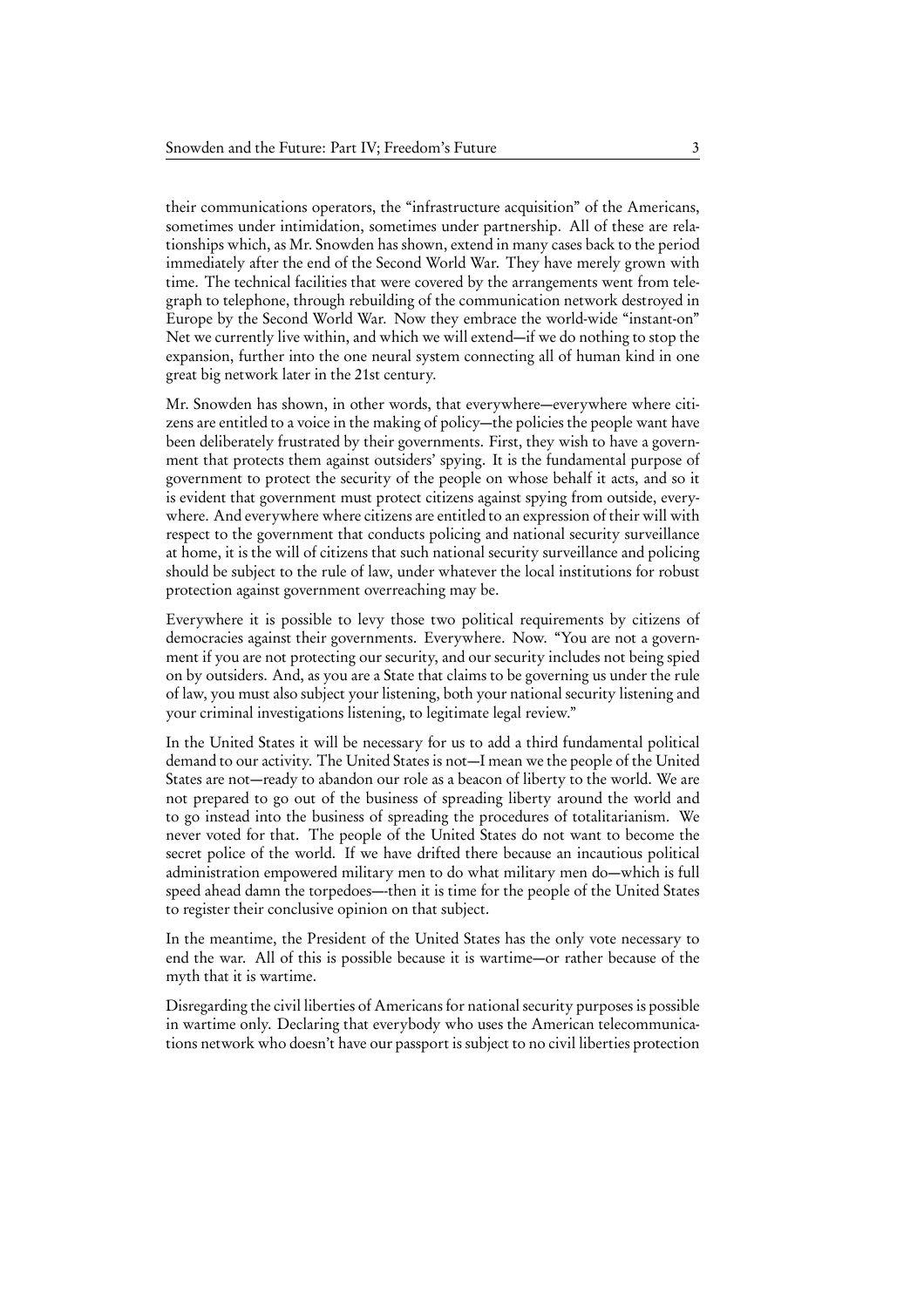their communications operators, the "infrastructure acquisition" of the Americans, sometimes under intimidation, sometimes under partnership. All of these are relationships which, as Mr. Snowden has shown, extend in many cases back to the period immediately after the end of the Second World War. They have merely grown with time. The technical facilities that were covered by the arrangements went from telegraph to telephone, through rebuilding of the communication network destroyed in Europe by the Second World War. Now they embrace the world-wide "instant-on" Net we currently live within, and which we will extend—if we do nothing to stop the expansion, further into the one neural system connecting all of human kind in one great big network later in the 21st century.

Mr. Snowden has shown, in other words, that everywhere—everywhere where citizens are entitled to a voice in the making of policy—the policies the people want have been deliberately frustrated by their governments. First, they wish to have a government that protects them against outsiders' spying. It is the fundamental purpose of government to protect the security of the people on whose behalf it acts, and so it is evident that government must protect citizens against spying from outside, everywhere. And everywhere where citizens are entitled to an expression of their will with respect to the government that conducts policing and national security surveillance at home, it is the will of citizens that such national security surveillance and policing should be subject to the rule of law, under whatever the local institutions for robust protection against government overreaching may be.

Everywhere it is possible to levy those two political requirements by citizens of democracies against their governments. Everywhere. Now. "You are not a government if you are not protecting our security, and our security includes not being spied on by outsiders. And, as you are a State that claims to be governing us under the rule of law, you must also subject your listening, both your national security listening and your criminal investigations listening, to legitimate legal review."

In the United States it will be necessary for us to add a third fundamental political demand to our activity. The United States is not—I mean we the people of the United States are not—ready to abandon our role as a beacon of liberty to the world. We are not prepared to go out of the business of spreading liberty around the world and to go instead into the business of spreading the procedures of totalitarianism. We never voted for that. The people of the United States do not want to become the secret police of the world. If we have drifted there because an incautious political administration empowered military men to do what military men do—which is full speed ahead damn the torpedoes—-then it is time for the people of the United States to register their conclusive opinion on that subject.

In the meantime, the President of the United States has the only vote necessary to end the war. All of this is possible because it is wartime—or rather because of the myth that it is wartime.

Disregarding the civil liberties of Americans for national security purposes is possible in wartime only. Declaring that everybody who uses the American telecommunications network who doesn't have our passport is subject to no civil liberties protection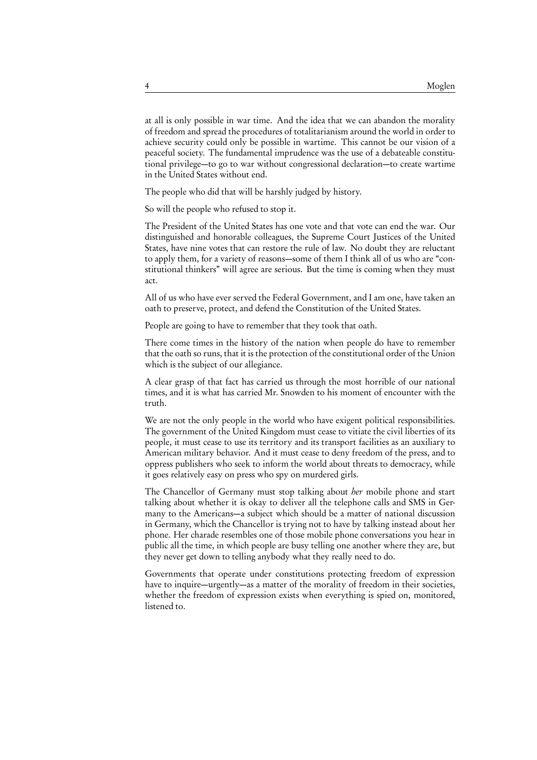at all is only possible in war time. And the idea that we can abandon the morality of freedom and spread the procedures of totalitarianism around the world in order to achieve security could only be possible in wartime. This cannot be our vision of a peaceful society. The fundamental imprudence was the use of a debateable constitutional privilege—to go to war without congressional declaration—to create wartime in the United States without end.

The people who did that will be harshly judged by history.

So will the people who refused to stop it.

The President of the United States has one vote and that vote can end the war. Our distinguished and honorable colleagues, the Supreme Court Justices of the United States, have nine votes that can restore the rule of law. No doubt they are reluctant to apply them, for a variety of reasons—some of them I think all of us who are "constitutional thinkers" will agree are serious. But the time is coming when they must act.

All of us who have ever served the Federal Government, and I am one, have taken an oath to preserve, protect, and defend the Constitution of the United States.

People are going to have to remember that they took that oath.

There come times in the history of the nation when people do have to remember that the oath so runs, that it is the protection of the constitutional order of the Union which is the subject of our allegiance.

A clear grasp of that fact has carried us through the most horrible of our national times, and it is what has carried Mr. Snowden to his moment of encounter with the truth.

We are not the only people in the world who have exigent political responsibilities. The government of the United Kingdom must cease to vitiate the civil liberties of its people, it must cease to use its territory and its transport facilities as an auxiliary to American military behavior. And it must cease to deny freedom of the press, and to oppress publishers who seek to inform the world about threats to democracy, while it goes relatively easy on press who spy on murdered girls.

The Chancellor of Germany must stop talking about *her* mobile phone and start talking about whether it is okay to deliver all the telephone calls and SMS in Germany to the Americans—a subject which should be a matter of national discussion in Germany, which the Chancellor is trying not to have by talking instead about her phone. Her charade resembles one of those mobile phone conversations you hear in public all the time, in which people are busy telling one another where they are, but they never get down to telling anybody what they really need to do.

Governments that operate under constitutions protecting freedom of expression have to inquire—urgently—as a matter of the morality of freedom in their societies, whether the freedom of expression exists when everything is spied on, monitored, listened to.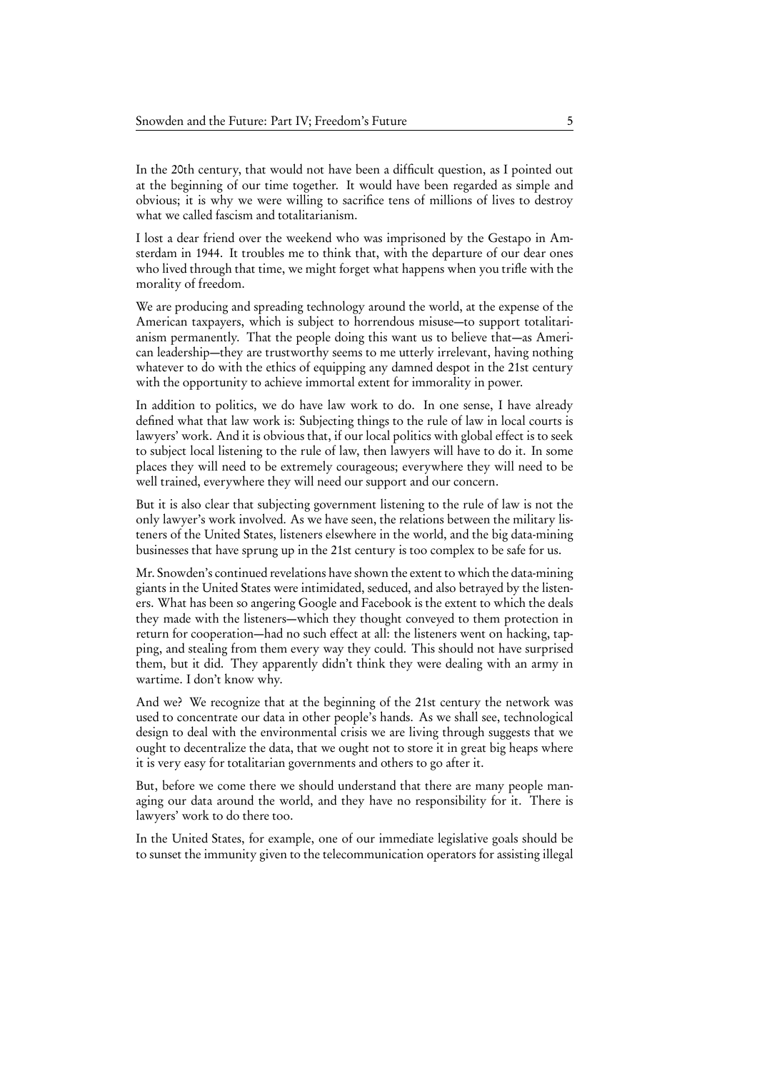In the 20th century, that would not have been a difficult question, as I pointed out at the beginning of our time together. It would have been regarded as simple and obvious; it is why we were willing to sacrifice tens of millions of lives to destroy what we called fascism and totalitarianism.

I lost a dear friend over the weekend who was imprisoned by the Gestapo in Amsterdam in 1944. It troubles me to think that, with the departure of our dear ones who lived through that time, we might forget what happens when you trifle with the morality of freedom.

We are producing and spreading technology around the world, at the expense of the American taxpayers, which is subject to horrendous misuse—to support totalitarianism permanently. That the people doing this want us to believe that—as American leadership—they are trustworthy seems to me utterly irrelevant, having nothing whatever to do with the ethics of equipping any damned despot in the 21st century with the opportunity to achieve immortal extent for immorality in power.

In addition to politics, we do have law work to do. In one sense, I have already defined what that law work is: Subjecting things to the rule of law in local courts is lawyers' work. And it is obvious that, if our local politics with global effect is to seek to subject local listening to the rule of law, then lawyers will have to do it. In some places they will need to be extremely courageous; everywhere they will need to be well trained, everywhere they will need our support and our concern.

But it is also clear that subjecting government listening to the rule of law is not the only lawyer's work involved. As we have seen, the relations between the military listeners of the United States, listeners elsewhere in the world, and the big data-mining businesses that have sprung up in the 21st century is too complex to be safe for us.

Mr. Snowden's continued revelations have shown the extent to which the data-mining giants in the United States were intimidated, seduced, and also betrayed by the listeners. What has been so angering Google and Facebook is the extent to which the deals they made with the listeners—which they thought conveyed to them protection in return for cooperation—had no such effect at all: the listeners went on hacking, tapping, and stealing from them every way they could. This should not have surprised them, but it did. They apparently didn't think they were dealing with an army in wartime. I don't know why.

And we? We recognize that at the beginning of the 21st century the network was used to concentrate our data in other people's hands. As we shall see, technological design to deal with the environmental crisis we are living through suggests that we ought to decentralize the data, that we ought not to store it in great big heaps where it is very easy for totalitarian governments and others to go after it.

But, before we come there we should understand that there are many people managing our data around the world, and they have no responsibility for it. There is lawyers' work to do there too.

In the United States, for example, one of our immediate legislative goals should be to sunset the immunity given to the telecommunication operators for assisting illegal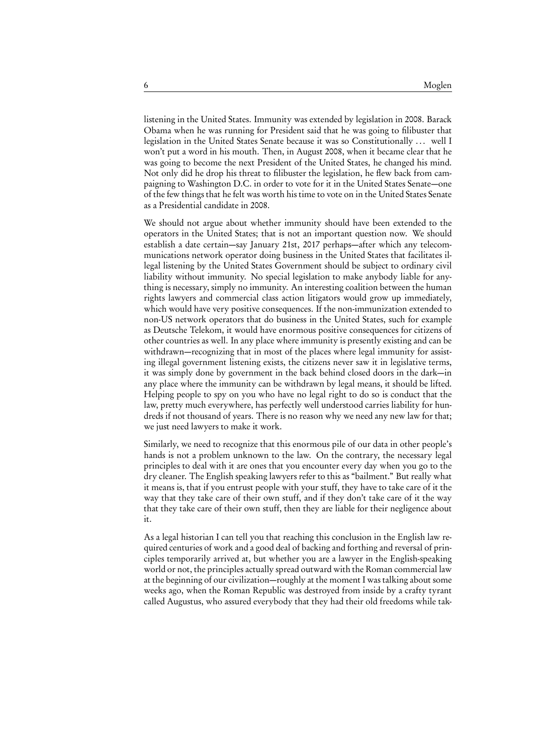listening in the United States. Immunity was extended by legislation in 2008. Barack Obama when he was running for President said that he was going to filibuster that legislation in the United States Senate because it was so Constitutionally … well I won't put a word in his mouth. Then, in August 2008, when it became clear that he was going to become the next President of the United States, he changed his mind. Not only did he drop his threat to filibuster the legislation, he flew back from campaigning to Washington D.C. in order to vote for it in the United States Senate—one of the few things that he felt was worth his time to vote on in the United States Senate as a Presidential candidate in 2008.

We should not argue about whether immunity should have been extended to the operators in the United States; that is not an important question now. We should establish a date certain—say January 21st, 2017 perhaps—after which any telecommunications network operator doing business in the United States that facilitates illegal listening by the United States Government should be subject to ordinary civil liability without immunity. No special legislation to make anybody liable for anything is necessary, simply no immunity. An interesting coalition between the human rights lawyers and commercial class action litigators would grow up immediately, which would have very positive consequences. If the non-immunization extended to non-US network operators that do business in the United States, such for example as Deutsche Telekom, it would have enormous positive consequences for citizens of other countries as well. In any place where immunity is presently existing and can be withdrawn—recognizing that in most of the places where legal immunity for assisting illegal government listening exists, the citizens never saw it in legislative terms, it was simply done by government in the back behind closed doors in the dark—in any place where the immunity can be withdrawn by legal means, it should be lifted. Helping people to spy on you who have no legal right to do so is conduct that the law, pretty much everywhere, has perfectly well understood carries liability for hundreds if not thousand of years. There is no reason why we need any new law for that; we just need lawyers to make it work.

Similarly, we need to recognize that this enormous pile of our data in other people's hands is not a problem unknown to the law. On the contrary, the necessary legal principles to deal with it are ones that you encounter every day when you go to the dry cleaner. The English speaking lawyers refer to this as "bailment." But really what it means is, that if you entrust people with your stuff, they have to take care of it the way that they take care of their own stuff, and if they don't take care of it the way that they take care of their own stuff, then they are liable for their negligence about it.

As a legal historian I can tell you that reaching this conclusion in the English law required centuries of work and a good deal of backing and forthing and reversal of principles temporarily arrived at, but whether you are a lawyer in the English-speaking world or not, the principles actually spread outward with the Roman commercial law at the beginning of our civilization—roughly at the moment I was talking about some weeks ago, when the Roman Republic was destroyed from inside by a crafty tyrant called Augustus, who assured everybody that they had their old freedoms while tak-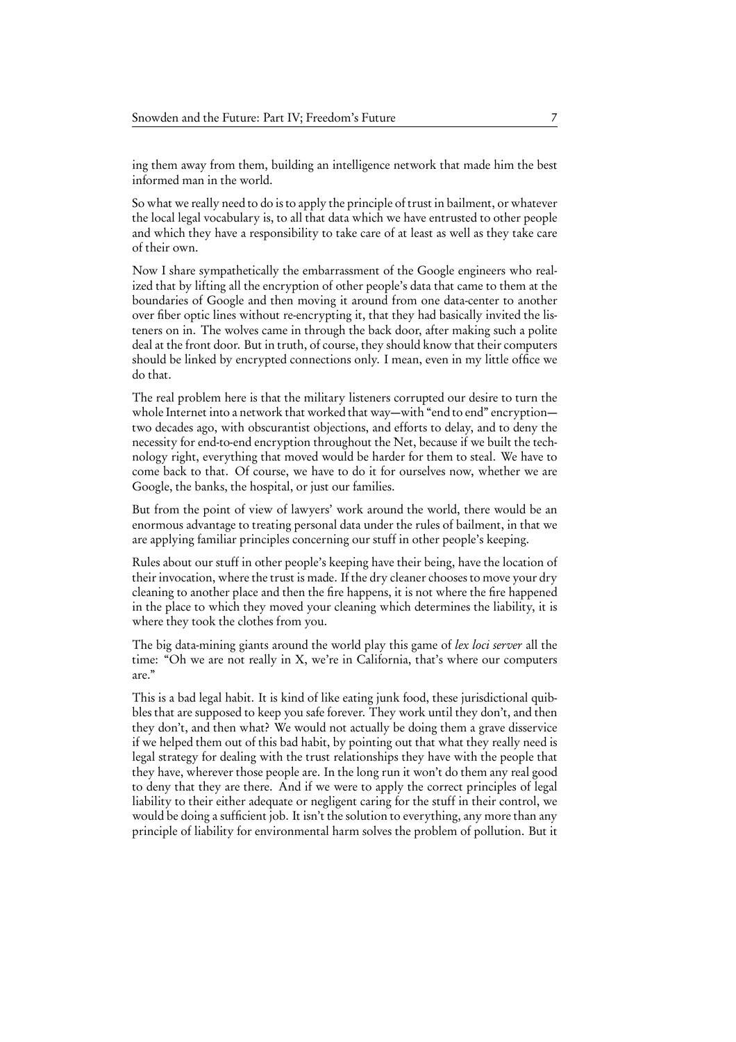ing them away from them, building an intelligence network that made him the best informed man in the world.

So what we really need to do is to apply the principle of trust in bailment, or whatever the local legal vocabulary is, to all that data which we have entrusted to other people and which they have a responsibility to take care of at least as well as they take care of their own.

Now I share sympathetically the embarrassment of the Google engineers who realized that by lifting all the encryption of other people's data that came to them at the boundaries of Google and then moving it around from one data-center to another over fiber optic lines without re-encrypting it, that they had basically invited the listeners on in. The wolves came in through the back door, after making such a polite deal at the front door. But in truth, of course, they should know that their computers should be linked by encrypted connections only. I mean, even in my little office we do that.

The real problem here is that the military listeners corrupted our desire to turn the whole Internet into a network that worked that way—with "end to end" encryption—two decades ago, with obscurantist objections, and efforts to delay, and to deny the necessity for end-to-end encryption throughout the Net, because if we built the technology right, everything that moved would be harder for them to steal. We have to come back to that. Of course, we have to do it for ourselves now, whether we are Google, the banks, the hospital, or just our families.

But from the point of view of lawyers' work around the world, there would be an enormous advantage to treating personal data under the rules of bailment, in that we are applying familiar principles concerning our stuff in other people's keeping.

Rules about our stuff in other people's keeping have their being, have the location of their invocation, where the trust is made. If the dry cleaner chooses to move your dry cleaning to another place and then the fire happens, it is not where the fire happened in the place to which they moved your cleaning which determines the liability, it is where they took the clothes from you.

The big data-mining giants around the world play this game of *lex loci server* all the time: "Oh we are not really in X, we're in California, that's where our computers are."

This is a bad legal habit. It is kind of like eating junk food, these jurisdictional quibbles that are supposed to keep you safe forever. They work until they don't, and then they don't, and then what? We would not actually be doing them a grave disservice if we helped them out of this bad habit, by pointing out that what they really need is legal strategy for dealing with the trust relationships they have with the people that they have, wherever those people are. In the long run it won't do them any real good to deny that they are there. And if we were to apply the correct principles of legal liability to their either adequate or negligent caring for the stuff in their control, we would be doing a sufficient job. It isn't the solution to everything, any more than any principle of liability for environmental harm solves the problem of pollution. But it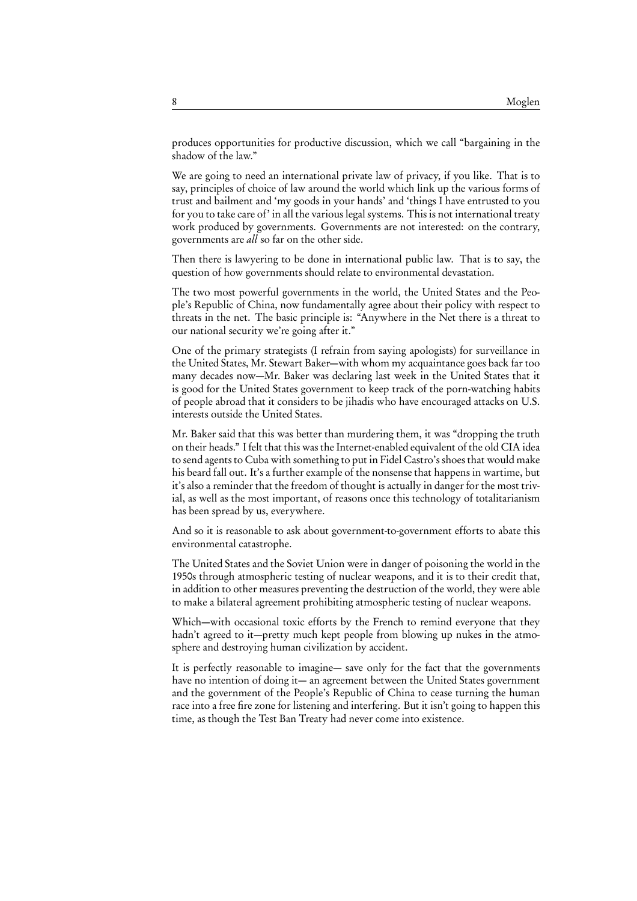produces opportunities for productive discussion, which we call "bargaining in the shadow of the law."

We are going to need an international private law of privacy, if you like. That is to say, principles of choice of law around the world which link up the various forms of trust and bailment and 'my goods in your hands' and 'things I have entrusted to you for you to take care of' in all the various legal systems. This is not international treaty work produced by governments. Governments are not interested: on the contrary, governments are *all* so far on the other side.

Then there is lawyering to be done in international public law. That is to say, the question of how governments should relate to environmental devastation.

The two most powerful governments in the world, the United States and the People's Republic of China, now fundamentally agree about their policy with respect to threats in the net. The basic principle is: "Anywhere in the Net there is a threat to our national security we're going after it."

One of the primary strategists (I refrain from saying apologists) for surveillance in the United States, Mr. Stewart Baker—with whom my acquaintance goes back far too many decades now—Mr. Baker was declaring last week in the United States that it is good for the United States government to keep track of the porn-watching habits of people abroad that it considers to be jihadis who have encouraged attacks on U.S. interests outside the United States.

Mr. Baker said that this was better than murdering them, it was "dropping the truth on their heads." I felt that this was the Internet-enabled equivalent of the old CIA idea to send agents to Cuba with something to put in Fidel Castro's shoes that would make his beard fall out. It's a further example of the nonsense that happens in wartime, but it's also a reminder that the freedom of thought is actually in danger for the most trivial, as well as the most important, of reasons once this technology of totalitarianism has been spread by us, everywhere.

And so it is reasonable to ask about government-to-government efforts to abate this environmental catastrophe.

The United States and the Soviet Union were in danger of poisoning the world in the 1950s through atmospheric testing of nuclear weapons, and it is to their credit that, in addition to other measures preventing the destruction of the world, they were able to make a bilateral agreement prohibiting atmospheric testing of nuclear weapons.

Which—with occasional toxic efforts by the French to remind everyone that they hadn't agreed to it—pretty much kept people from blowing up nukes in the atmosphere and destroying human civilization by accident.

It is perfectly reasonable to imagine— save only for the fact that the governments have no intention of doing it— an agreement between the United States government and the government of the People's Republic of China to cease turning the human race into a free fire zone for listening and interfering. But it isn't going to happen this time, as though the Test Ban Treaty had never come into existence.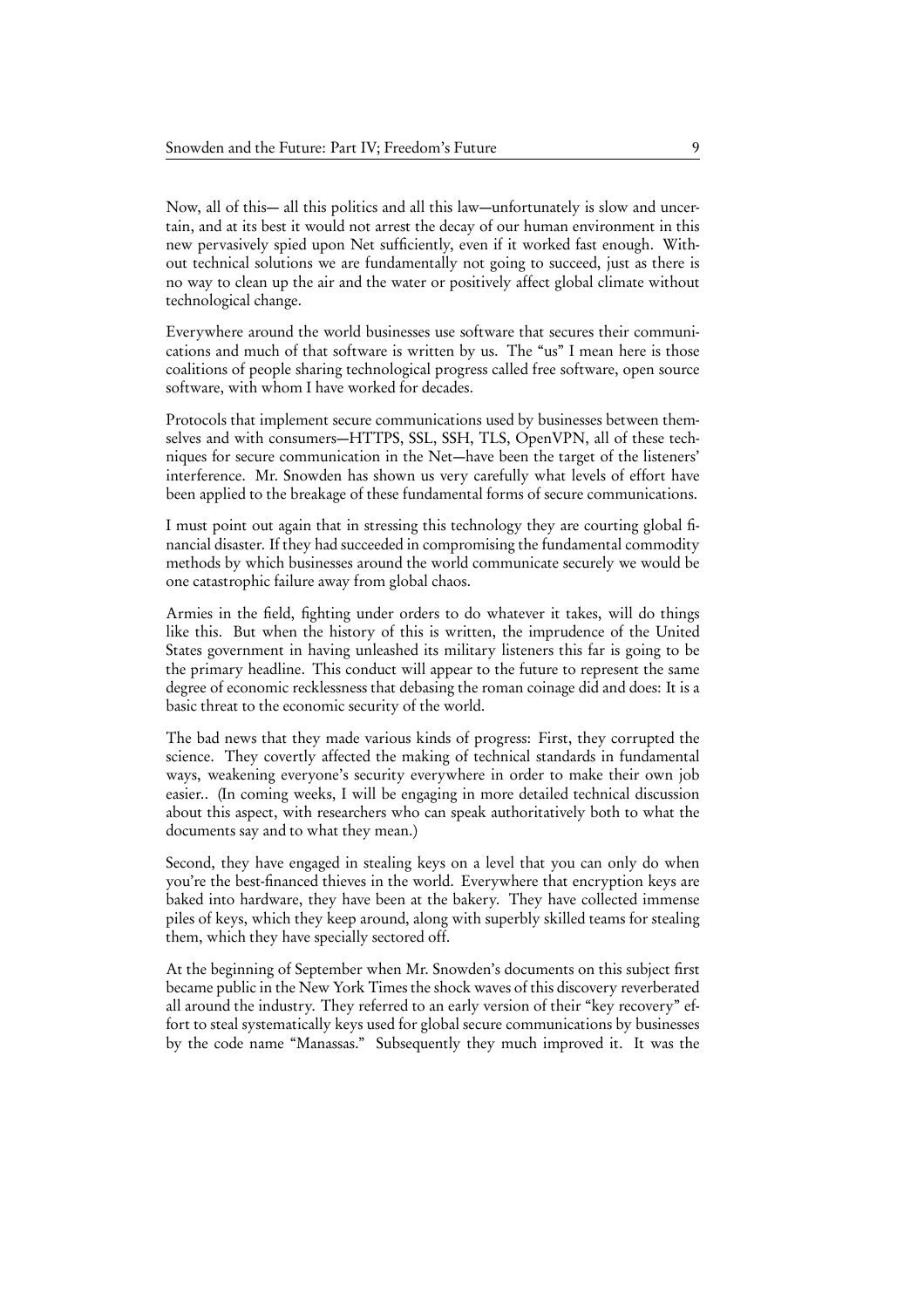Now, all of this— all this politics and all this law—unfortunately is slow and uncertain, and at its best it would not arrest the decay of our human environment in this new pervasively spied upon Net sufficiently, even if it worked fast enough. Without technical solutions we are fundamentally not going to succeed, just as there is no way to clean up the air and the water or positively affect global climate without technological change.

Everywhere around the world businesses use software that secures their communications and much of that software is written by us. The "us" I mean here is those coalitions of people sharing technological progress called free software, open source software, with whom I have worked for decades.

Protocols that implement secure communications used by businesses between themselves and with consumers—HTTPS, SSL, SSH, TLS, OpenVPN, all of these techniques for secure communication in the Net—have been the target of the listeners' interference. Mr. Snowden has shown us very carefully what levels of effort have been applied to the breakage of these fundamental forms of secure communications.

I must point out again that in stressing this technology they are courting global financial disaster. If they had succeeded in compromising the fundamental commodity methods by which businesses around the world communicate securely we would be one catastrophic failure away from global chaos.

Armies in the field, fighting under orders to do whatever it takes, will do things like this. But when the history of this is written, the imprudence of the United States government in having unleashed its military listeners this far is going to be the primary headline. This conduct will appear to the future to represent the same degree of economic recklessness that debasing the roman coinage did and does: It is a basic threat to the economic security of the world.

The bad news that they made various kinds of progress: First, they corrupted the science. They covertly affected the making of technical standards in fundamental ways, weakening everyone's security everywhere in order to make their own job easier.. (In coming weeks, I will be engaging in more detailed technical discussion about this aspect, with researchers who can speak authoritatively both to what the documents say and to what they mean.)

Second, they have engaged in stealing keys on a level that you can only do when you're the best-financed thieves in the world. Everywhere that encryption keys are baked into hardware, they have been at the bakery. They have collected immense piles of keys, which they keep around, along with superbly skilled teams for stealing them, which they have specially sectored off.

At the beginning of September when Mr. Snowden's documents on this subject first became public in the New York Times the shock waves of this discovery reverberated all around the industry. They referred to an early version of their "key recovery" effort to steal systematically keys used for global secure communications by businesses by the code name "Manassas." Subsequently they much improved it. It was the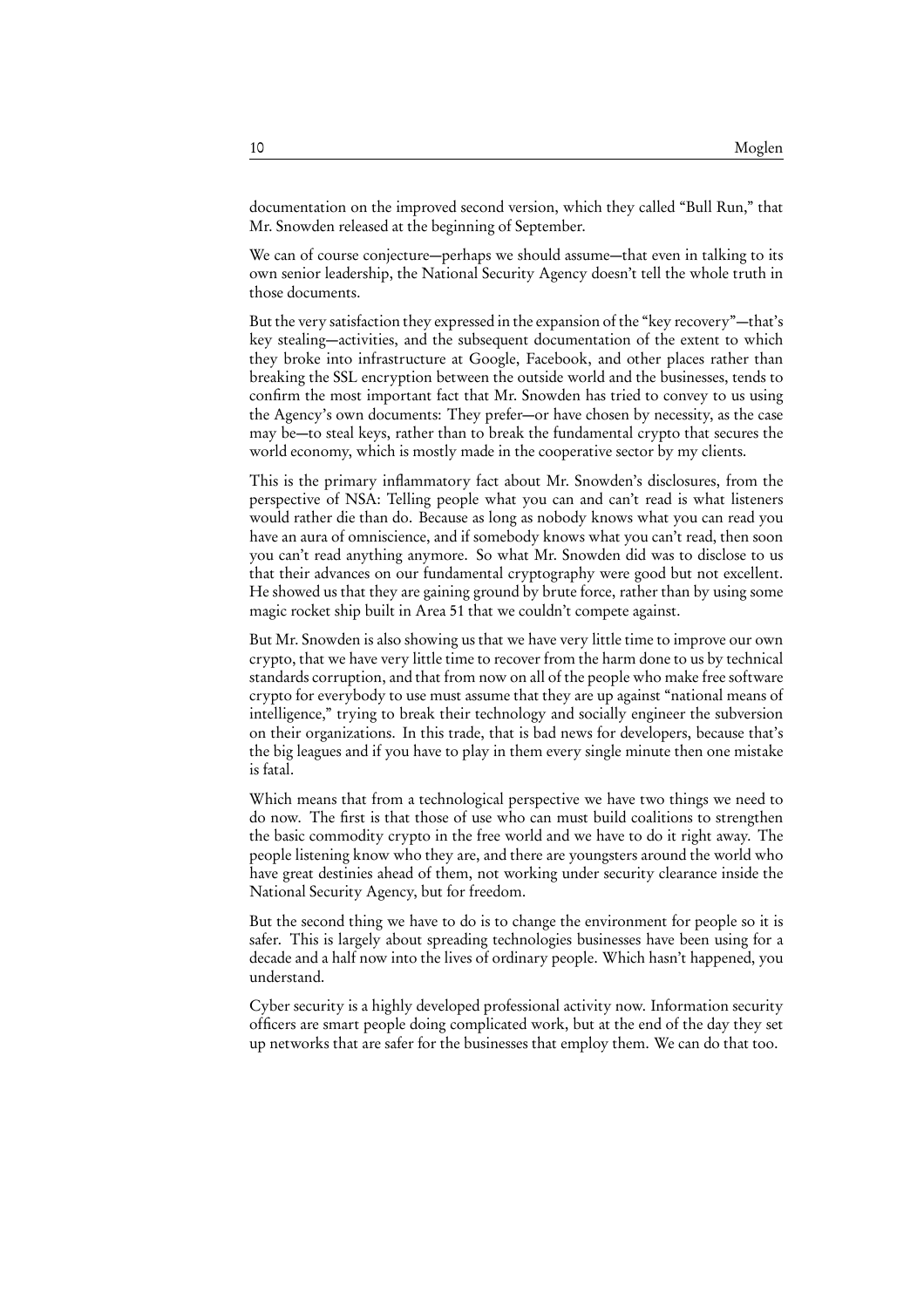documentation on the improved second version, which they called "Bull Run," that Mr. Snowden released at the beginning of September.

We can of course conjecture—perhaps we should assume—that even in talking to its own senior leadership, the National Security Agency doesn't tell the whole truth in those documents.

But the very satisfaction they expressed in the expansion of the "key recovery"—that's key stealing—activities, and the subsequent documentation of the extent to which they broke into infrastructure at Google, Facebook, and other places rather than breaking the SSL encryption between the outside world and the businesses, tends to confirm the most important fact that Mr. Snowden has tried to convey to us using the Agency's own documents: They prefer—or have chosen by necessity, as the case may be—to steal keys, rather than to break the fundamental crypto that secures the world economy, which is mostly made in the cooperative sector by my clients.

This is the primary inflammatory fact about Mr. Snowden's disclosures, from the perspective of NSA: Telling people what you can and can't read is what listeners would rather die than do. Because as long as nobody knows what you can read you have an aura of omniscience, and if somebody knows what you can't read, then soon you can't read anything anymore. So what Mr. Snowden did was to disclose to us that their advances on our fundamental cryptography were good but not excellent. He showed us that they are gaining ground by brute force, rather than by using some magic rocket ship built in Area 51 that we couldn't compete against.

But Mr. Snowden is also showing us that we have very little time to improve our own crypto, that we have very little time to recover from the harm done to us by technical standards corruption, and that from now on all of the people who make free software crypto for everybody to use must assume that they are up against "national means of intelligence," trying to break their technology and socially engineer the subversion on their organizations. In this trade, that is bad news for developers, because that's the big leagues and if you have to play in them every single minute then one mistake is fatal.

Which means that from a technological perspective we have two things we need to do now. The first is that those of use who can must build coalitions to strengthen the basic commodity crypto in the free world and we have to do it right away. The people listening know who they are, and there are youngsters around the world who have great destinies ahead of them, not working under security clearance inside the National Security Agency, but for freedom.

But the second thing we have to do is to change the environment for people so it is safer. This is largely about spreading technologies businesses have been using for a decade and a half now into the lives of ordinary people. Which hasn't happened, you understand.

Cyber security is a highly developed professional activity now. Information security officers are smart people doing complicated work, but at the end of the day they set up networks that are safer for the businesses that employ them. We can do that too.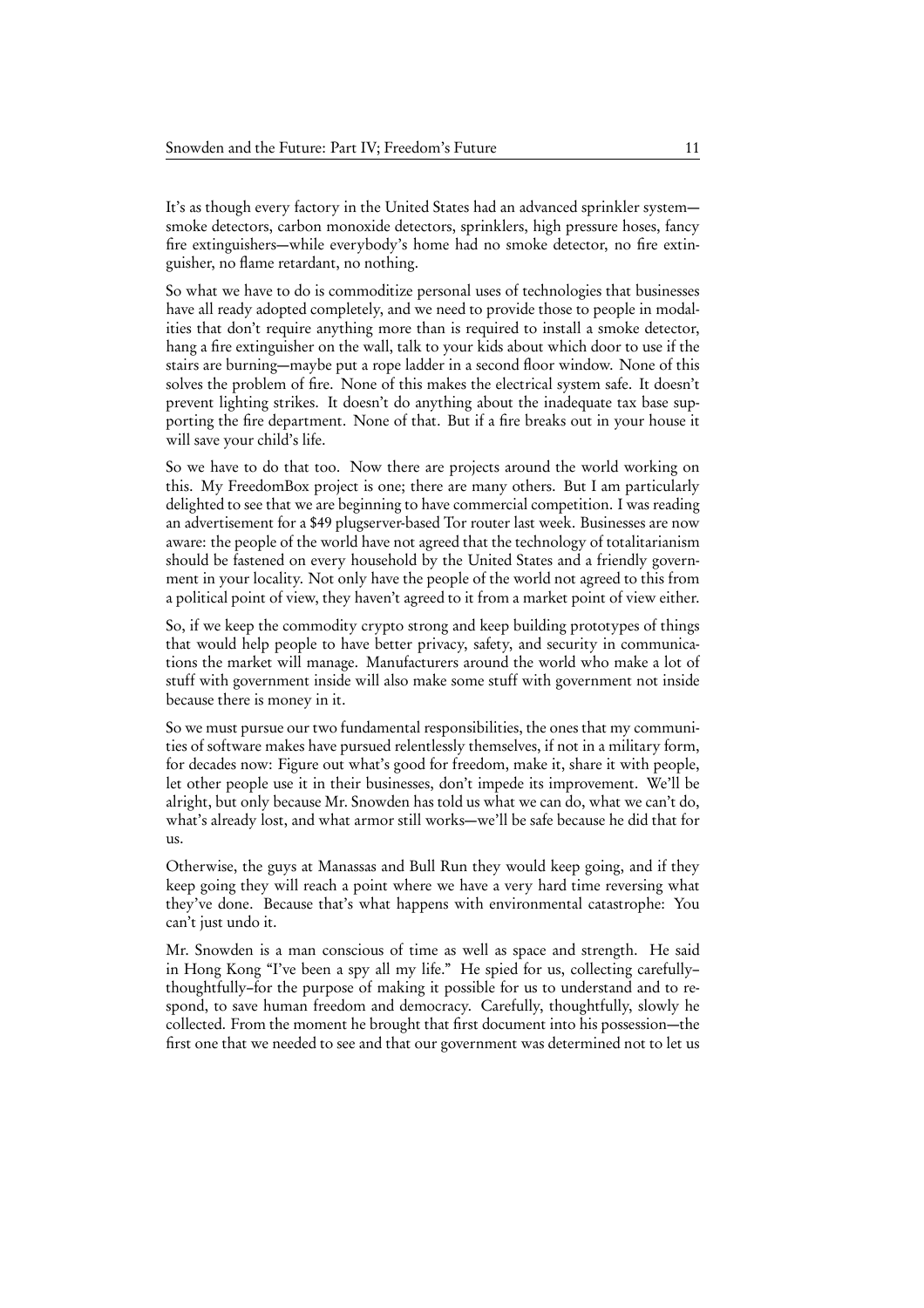It's as though every factory in the United States had an advanced sprinkler system—smoke detectors, carbon monoxide detectors, sprinklers, high pressure hoses, fancy fire extinguishers—while everybody's home had no smoke detector, no fire extinguisher, no flame retardant, no nothing.

So what we have to do is commoditize personal uses of technologies that businesses have all ready adopted completely, and we need to provide those to people in modalities that don't require anything more than is required to install a smoke detector, hang a fire extinguisher on the wall, talk to your kids about which door to use if the stairs are burning—maybe put a rope ladder in a second floor window. None of this solves the problem of fire. None of this makes the electrical system safe. It doesn't prevent lighting strikes. It doesn't do anything about the inadequate tax base supporting the fire department. None of that. But if a fire breaks out in your house it will save your child's life.

So we have to do that too. Now there are projects around the world working on this. My FreedomBox project is one; there are many others. But I am particularly delighted to see that we are beginning to have commercial competition. I was reading an advertisement for a $49 plugserver-based Tor router last week. Businesses are now aware: the people of the world have not agreed that the technology of totalitarianism should be fastened on every household by the United States and a friendly government in your locality. Not only have the people of the world not agreed to this from a political point of view, they haven't agreed to it from a market point of view either.

So, if we keep the commodity crypto strong and keep building prototypes of things that would help people to have better privacy, safety, and security in communications the market will manage. Manufacturers around the world who make a lot of stuff with government inside will also make some stuff with government not inside because there is money in it.

So we must pursue our two fundamental responsibilities, the ones that my communities of software makes have pursued relentlessly themselves, if not in a military form, for decades now: Figure out what's good for freedom, make it, share it with people, let other people use it in their businesses, don't impede its improvement. We'll be alright, but only because Mr. Snowden has told us what we can do, what we can't do, what's already lost, and what armor still works—we'll be safe because he did that for us.

Otherwise, the guys at Manassas and Bull Run they would keep going, and if they keep going they will reach a point where we have a very hard time reversing what they've done. Because that's what happens with environmental catastrophe: You can't just undo it.

Mr. Snowden is a man conscious of time as well as space and strength. He said in Hong Kong "I've been a spy all my life." He spied for us, collecting carefully–thoughtfully–for the purpose of making it possible for us to understand and to respond, to save human freedom and democracy. Carefully, thoughtfully, slowly he collected. From the moment he brought that first document into his possession—the first one that we needed to see and that our government was determined not to let us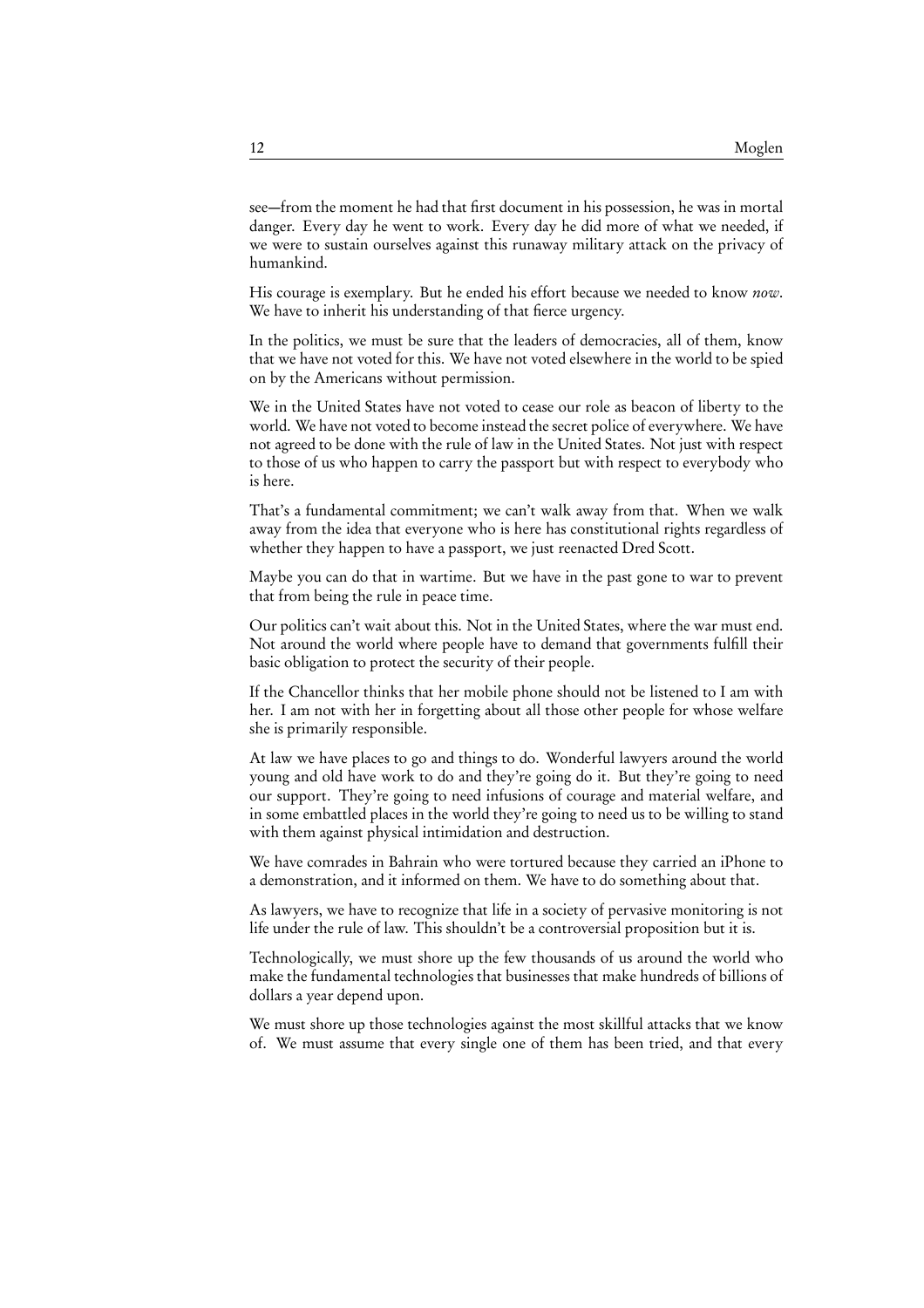see—from the moment he had that first document in his possession, he was in mortal danger. Every day he went to work. Every day he did more of what we needed, if we were to sustain ourselves against this runaway military attack on the privacy of humankind.

His courage is exemplary. But he ended his effort because we needed to know *now*. We have to inherit his understanding of that fierce urgency.

In the politics, we must be sure that the leaders of democracies, all of them, know that we have not voted for this. We have not voted elsewhere in the world to be spied on by the Americans without permission.

We in the United States have not voted to cease our role as beacon of liberty to the world. We have not voted to become instead the secret police of everywhere. We have not agreed to be done with the rule of law in the United States. Not just with respect to those of us who happen to carry the passport but with respect to everybody who is here.

That's a fundamental commitment; we can't walk away from that. When we walk away from the idea that everyone who is here has constitutional rights regardless of whether they happen to have a passport, we just reenacted Dred Scott.

Maybe you can do that in wartime. But we have in the past gone to war to prevent that from being the rule in peace time.

Our politics can't wait about this. Not in the United States, where the war must end. Not around the world where people have to demand that governments fulfill their basic obligation to protect the security of their people.

If the Chancellor thinks that her mobile phone should not be listened to I am with her. I am not with her in forgetting about all those other people for whose welfare she is primarily responsible.

At law we have places to go and things to do. Wonderful lawyers around the world young and old have work to do and they're going do it. But they're going to need our support. They're going to need infusions of courage and material welfare, and in some embattled places in the world they're going to need us to be willing to stand with them against physical intimidation and destruction.

We have comrades in Bahrain who were tortured because they carried an iPhone to a demonstration, and it informed on them. We have to do something about that.

As lawyers, we have to recognize that life in a society of pervasive monitoring is not life under the rule of law. This shouldn't be a controversial proposition but it is.

Technologically, we must shore up the few thousands of us around the world who make the fundamental technologies that businesses that make hundreds of billions of dollars a year depend upon.

We must shore up those technologies against the most skillful attacks that we know of. We must assume that every single one of them has been tried, and that every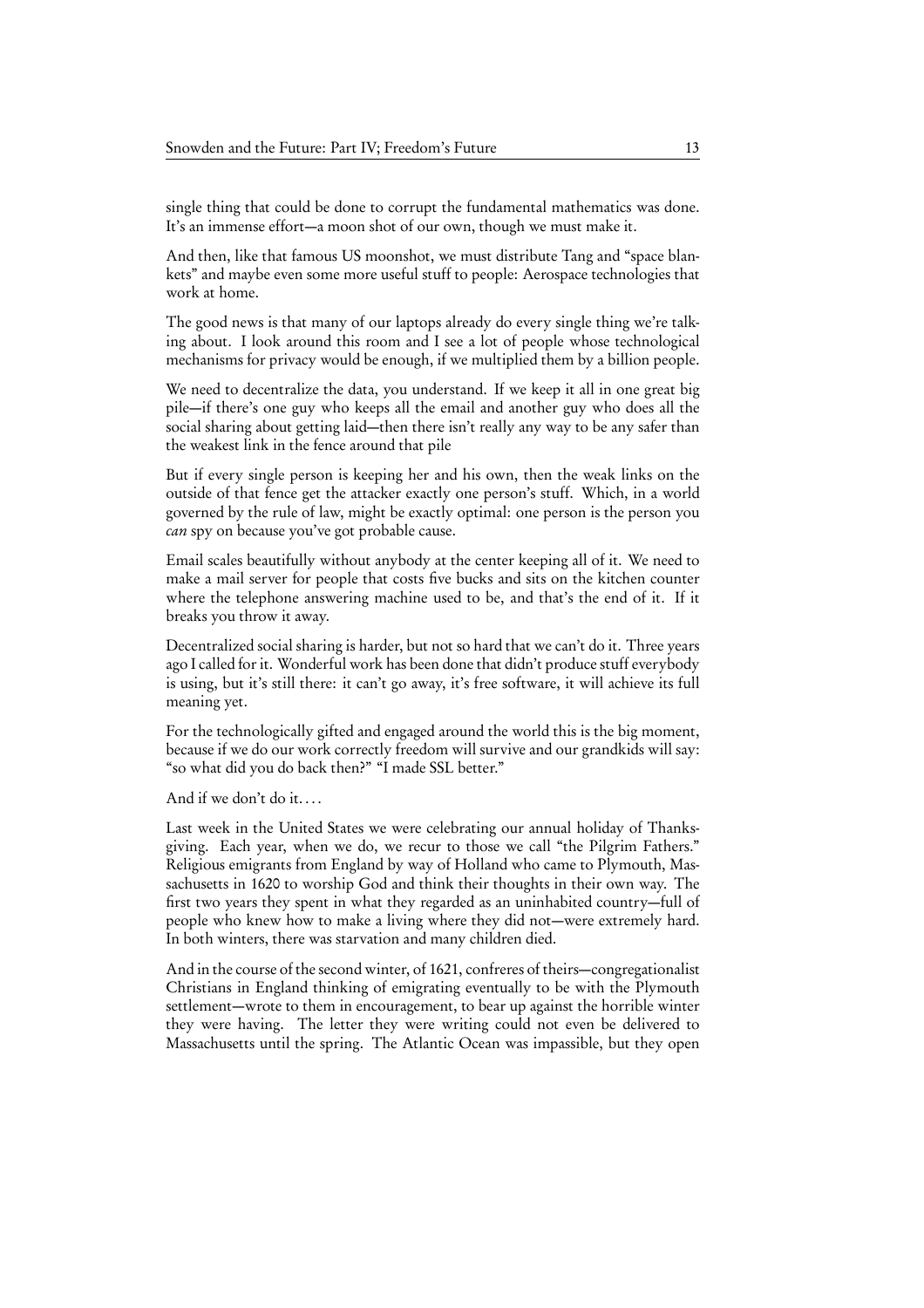single thing that could be done to corrupt the fundamental mathematics was done. It's an immense effort—a moon shot of our own, though we must make it.

And then, like that famous US moonshot, we must distribute Tang and "space blankets" and maybe even some more useful stuff to people: Aerospace technologies that work at home.

The good news is that many of our laptops already do every single thing we're talking about. I look around this room and I see a lot of people whose technological mechanisms for privacy would be enough, if we multiplied them by a billion people.

We need to decentralize the data, you understand. If we keep it all in one great big pile—if there's one guy who keeps all the email and another guy who does all the social sharing about getting laid—then there isn't really any way to be any safer than the weakest link in the fence around that pile

But if every single person is keeping her and his own, then the weak links on the outside of that fence get the attacker exactly one person's stuff. Which, in a world governed by the rule of law, might be exactly optimal: one person is the person you *can* spy on because you've got probable cause.

Email scales beautifully without anybody at the center keeping all of it. We need to make a mail server for people that costs five bucks and sits on the kitchen counter where the telephone answering machine used to be, and that's the end of it. If it breaks you throw it away.

Decentralized social sharing is harder, but not so hard that we can't do it. Three years ago I called for it. Wonderful work has been done that didn't produce stuff everybody is using, but it's still there: it can't go away, it's free software, it will achieve its full meaning yet.

For the technologically gifted and engaged around the world this is the big moment, because if we do our work correctly freedom will survive and our grandkids will say: "so what did you do back then?" "I made SSL better."

And if we don't do it....

Last week in the United States we were celebrating our annual holiday of Thanksgiving. Each year, when we do, we recur to those we call "the Pilgrim Fathers." Religious emigrants from England by way of Holland who came to Plymouth, Massachusetts in 1620 to worship God and think their thoughts in their own way. The first two years they spent in what they regarded as an uninhabited country—full of people who knew how to make a living where they did not—were extremely hard. In both winters, there was starvation and many children died.

And in the course of the second winter, of 1621, confreres of theirs—congregationalist Christians in England thinking of emigrating eventually to be with the Plymouth settlement—wrote to them in encouragement, to bear up against the horrible winter they were having. The letter they were writing could not even be delivered to Massachusetts until the spring. The Atlantic Ocean was impassible, but they open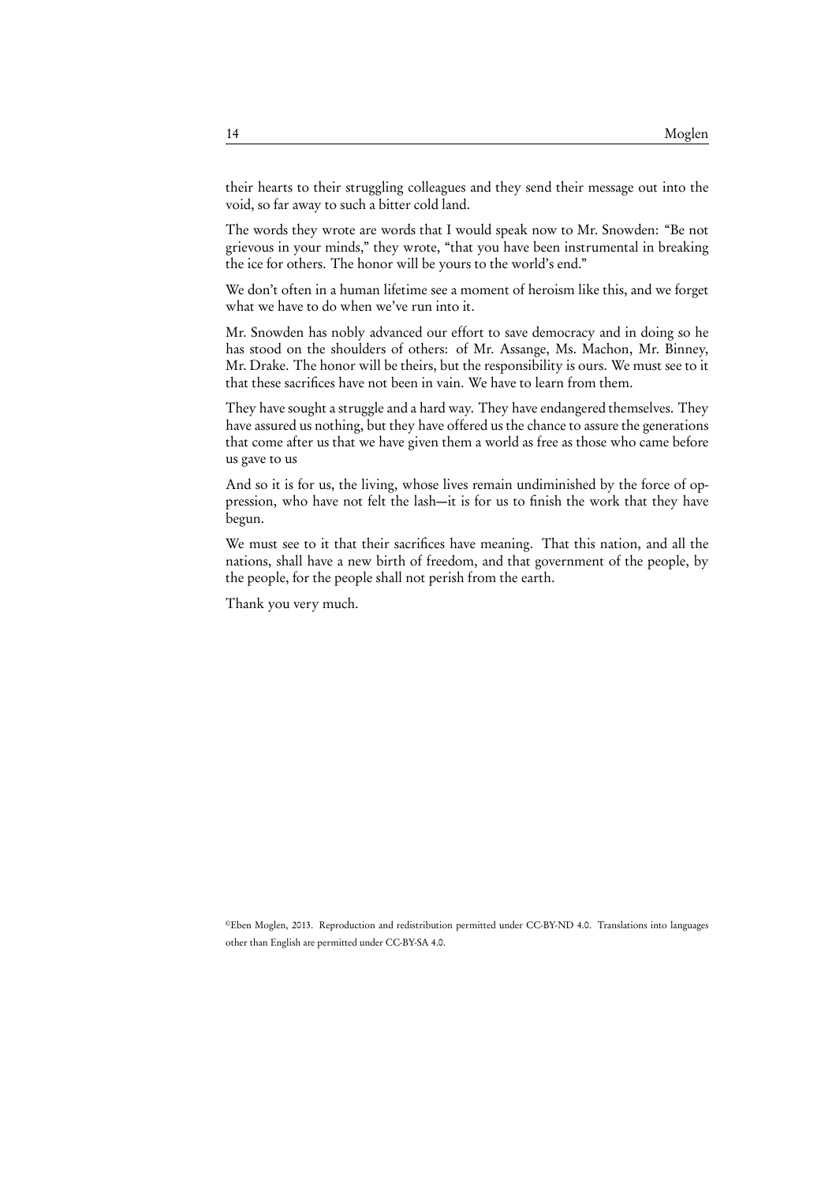their hearts to their struggling colleagues and they send their message out into the void, so far away to such a bitter cold land.

The words they wrote are words that I would speak now to Mr. Snowden: "Be not grievous in your minds," they wrote, "that you have been instrumental in breaking the ice for others. The honor will be yours to the world's end."

We don't often in a human lifetime see a moment of heroism like this, and we forget what we have to do when we've run into it.

Mr. Snowden has nobly advanced our effort to save democracy and in doing so he has stood on the shoulders of others: of Mr. Assange, Ms. Machon, Mr. Binney, Mr. Drake. The honor will be theirs, but the responsibility is ours. We must see to it that these sacrifices have not been in vain. We have to learn from them.

They have sought a struggle and a hard way. They have endangered themselves. They have assured us nothing, but they have offered us the chance to assure the generations that come after us that we have given them a world as free as those who came before us gave to us

And so it is for us, the living, whose lives remain undiminished by the force of oppression, who have not felt the lash—it is for us to finish the work that they have begun.

We must see to it that their sacrifices have meaning. That this nation, and all the nations, shall have a new birth of freedom, and that government of the people, by the people, for the people shall not perish from the earth.

Thank you very much.

©Eben Moglen, 2013. Reproduction and redistribution permitted under CC-BY-ND 4.0. Translations into languages other than English are permitted under CC-BY-SA 4.0.